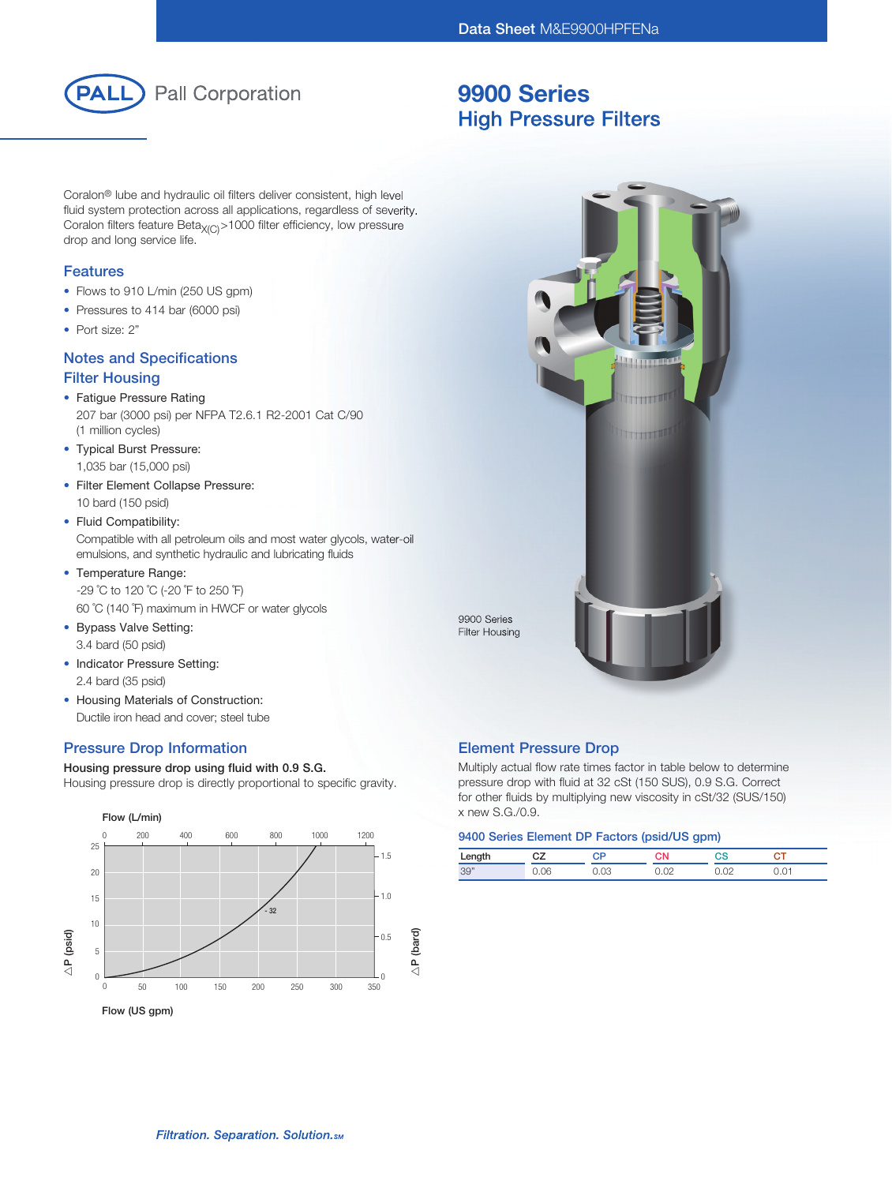# Pall Corporation

## 9900 Series
## High Pressure Filters

Coralon® lube and hydraulic oil filters deliver consistent, high level fluid system protection across all applications, regardless of severity. Coralon filters feature $\text{Beta}_{X(C)}$>1000 filter efficiency, low pressure drop and long service life.

### Features

- Flows to 910 L/min (250 US gpm)
- Pressures to 414 bar (6000 psi)
- Port size: 2"

### Notes and Specifications

### Filter Housing

- Fatigue Pressure Rating
  207 bar (3000 psi) per NFPA T2.6.1 R2-2001 Cat C/90 (1 million cycles)
- Typical Burst Pressure:
  1,035 bar (15,000 psi)
- Filter Element Collapse Pressure:
  10 bard (150 psid)
- Fluid Compatibility:
  Compatible with all petroleum oils and most water glycols, water-oil emulsions, and synthetic hydraulic and lubricating fluids
- Temperature Range:
  -29 ˚C to 120 ˚C (-20 ˚F to 250 ˚F)
  60 ˚C (140 ˚F) maximum in HWCF or water glycols
- Bypass Valve Setting:
  3.4 bard (50 psid)
- Indicator Pressure Setting:
  2.4 bard (35 psid)
- Housing Materials of Construction:
  Ductile iron head and cover; steel tube

9900 Series Filter Housing

### Pressure Drop Information

**Housing pressure drop using fluid with 0.9 S.G.**
Housing pressure drop is directly proportional to specific gravity.

Flow (L/min): 0, 200, 400, 600, 800, 1000, 1200
△P (psid): 0, 5, 10, 15, 20, 25
△P (bard): 0, 0.5, 1.0, 1.5
- 32
Flow (US gpm): 0, 50, 100, 150, 200, 250, 300, 350

### Element Pressure Drop

Multiply actual flow rate times factor in table below to determine pressure drop with fluid at 32 cSt (150 SUS), 0.9 S.G. Correct for other fluids by multiplying new viscosity in cSt/32 (SUS/150) x new S.G./0.9.

**9400 Series Element DP Factors (psid/US gpm)**

| Length | CZ | CP | CN | CS | CT |
|---|---|---|---|---|---|
| 39" | 0.06 | 0.03 | 0.02 | 0.02 | 0.01 |

*Filtration. Separation. Solution.SM*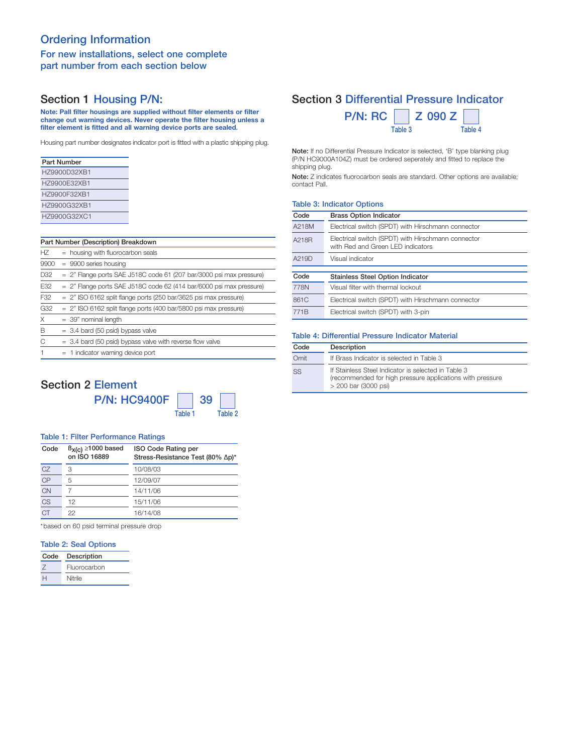# Ordering Information

## For new installations, select one complete part number from each section below

## Section 1 Housing P/N:

**Note: Pall filter housings are supplied without filter elements or filter change out warning devices. Never operate the filter housing unless a filter element is fitted and all warning device ports are sealed.**

Housing part number designates indicator port is fitted with a plastic shipping plug.

| Part Number |
|---|
| HZ9900D32XB1 |
| HZ9900E32XB1 |
| HZ9900F32XB1 |
| HZ9900G32XB1 |
| HZ9900G32XC1 |

| Part Number (Description) Breakdown | |
|---|---|
| HZ | = housing with fluorocarbon seals |
| 9900 | = 9900 series housing |
| D32 | = 2" Flange ports SAE J518C code 61 (207 bar/3000 psi max pressure) |
| E32 | = 2" Flange ports SAE J518C code 62 (414 bar/6000 psi max pressure) |
| F32 | = 2" ISO 6162 split flange ports (250 bar/3625 psi max pressure) |
| G32 | = 2" ISO 6162 split flange ports (400 bar/5800 psi max pressure) |
| X | = 39" nominal length |
| B | = 3.4 bard (50 psid) bypass valve |
| C | = 3.4 bard (50 psid) bypass valve with reverse flow valve |
| 1 | = 1 indicator warning device port |

## Section 2 Element

**P/N: HC9400F [Table 1] 39 [Table 2]**

### Table 1: Filter Performance Ratings

| Code | $\beta_{x(c)} \geq 1000$ based on ISO 16889 | ISO Code Rating per Stress-Resistance Test (80% Δp)* |
|---|---|---|
| CZ | 3 | 10/08/03 |
| CP | 5 | 12/09/07 |
| CN | 7 | 14/11/06 |
| CS | 12 | 15/11/06 |
| CT | 22 | 16/14/08 |

*based on 60 psid terminal pressure drop

### Table 2: Seal Options

| Code | Description |
|---|---|
| Z | Fluorocarbon |
| H | Nitrile |

## Section 3 Differential Pressure Indicator

**P/N: RC [Table 3] Z 090 Z [Table 4]**

**Note:** If no Differential Pressure Indicator is selected, 'B' type blanking plug (P/N HC9000A104Z) must be ordered seperately and fitted to replace the shipping plug.

**Note:** Z indicates fluorocarbon seals are standard. Other options are available; contact Pall.

### Table 3: Indicator Options

| Code | Brass Option Indicator |
|---|---|
| A218M | Electrical switch (SPDT) with Hirschmann connector |
| A218R | Electrical switch (SPDT) with Hirschmann connector with Red and Green LED indicators |
| A219D | Visual indicator |

| Code | Stainless Steel Option Indicator |
|---|---|
| 778N | Visual filter with thermal lockout |
| 861C | Electrical switch (SPDT) with Hirschmann connector |
| 771B | Electrical switch (SPDT) with 3-pin |

### Table 4: Differential Pressure Indicator Material

| Code | Description |
|---|---|
| Omit | If Brass Indicator is selected in Table 3 |
| SS | If Stainless Steel Indicator is selected in Table 3 (recommended for high pressure applications with pressure > 200 bar (3000 psi) |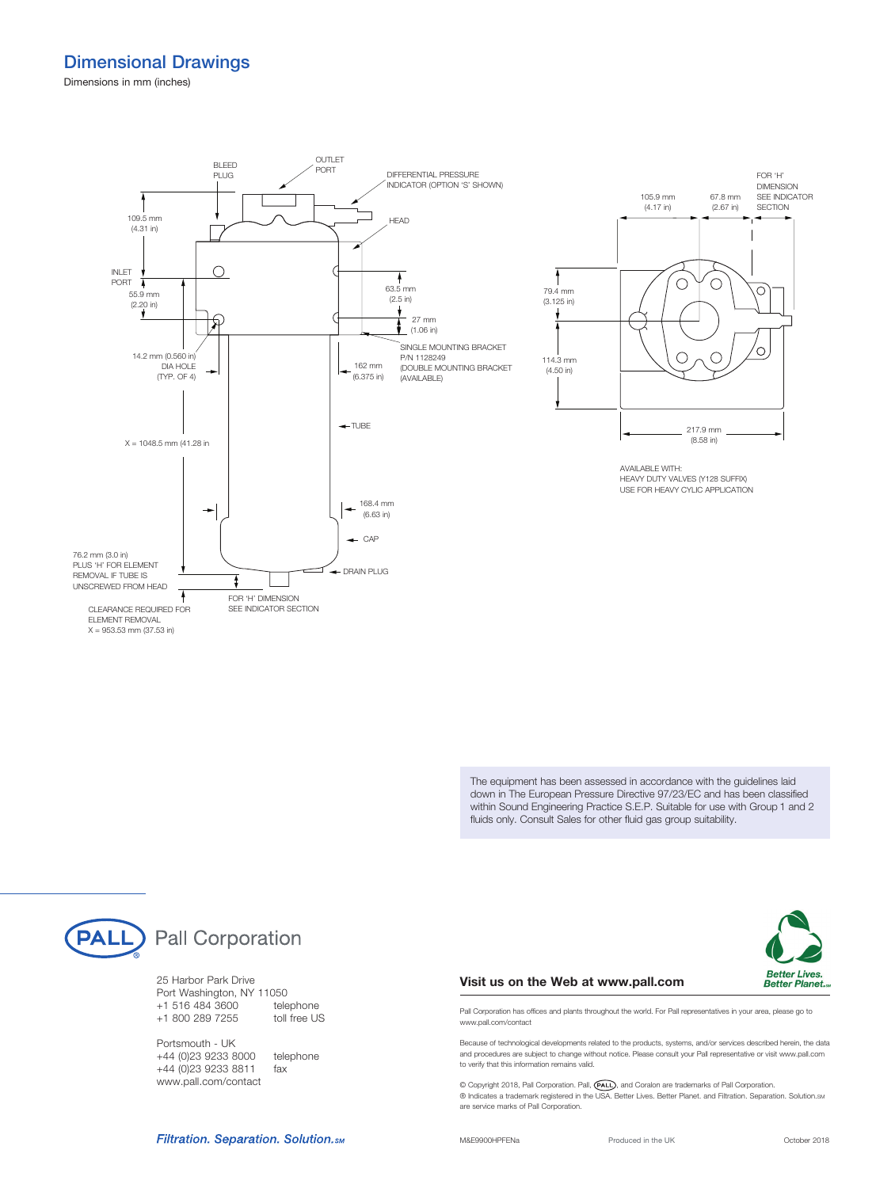## Dimensional Drawings

Dimensions in mm (inches)

BLEED PLUG

OUTLET PORT

DIFFERENTIAL PRESSURE INDICATOR (OPTION 'S' SHOWN)

HEAD

109.5 mm (4.31 in)

INLET PORT

55.9 mm (2.20 in)

63.5 mm (2.5 in)

27 mm (1.06 in)

14.2 mm (0.560 in) DIA HOLE (TYP. OF 4)

162 mm (6.375 in)

SINGLE MOUNTING BRACKET P/N 1128249 (DOUBLE MOUNTING BRACKET AVAILABLE)

TUBE

X = 1048.5 mm (41.28 in

168.4 mm (6.63 in)

CAP

DRAIN PLUG

76.2 mm (3.0 in) PLUS 'H' FOR ELEMENT REMOVAL IF TUBE IS UNSCREWED FROM HEAD

CLEARANCE REQUIRED FOR ELEMENT REMOVAL X = 953.53 mm (37.53 in)

FOR 'H' DIMENSION SEE INDICATOR SECTION

105.9 mm (4.17 in)

67.8 mm (2.67 in)

FOR 'H' DIMENSION SEE INDICATOR SECTION

79.4 mm (3.125 in)

114.3 mm (4.50 in)

217.9 mm (8.58 in)

AVAILABLE WITH:
HEAVY DUTY VALVES (Y128 SUFFIX)
USE FOR HEAVY CYLIC APPLICATION

The equipment has been assessed in accordance with the guidelines laid down in The European Pressure Directive 97/23/EC and has been classified within Sound Engineering Practice S.E.P. Suitable for use with Group 1 and 2 fluids only. Consult Sales for other fluid gas group suitability.

Pall Corporation

25 Harbor Park Drive
Port Washington, NY 11050
+1 516 484 3600 telephone
+1 800 289 7255 toll free US

Portsmouth - UK
+44 (0)23 9233 8000 telephone
+44 (0)23 9233 8811 fax
www.pall.com/contact

**Visit us on the Web at www.pall.com**

*Better Lives. Better Planet.SM*

Pall Corporation has offices and plants throughout the world. For Pall representatives in your area, please go to www.pall.com/contact

Because of technological developments related to the products, systems, and/or services described herein, the data and procedures are subject to change without notice. Please consult your Pall representative or visit www.pall.com to verify that this information remains valid.

© Copyright 2018, Pall Corporation. Pall, (PALL), and Coralon are trademarks of Pall Corporation.
® Indicates a trademark registered in the USA. Better Lives. Better Planet. and Filtration. Separation. Solution.SM are service marks of Pall Corporation.

*Filtration. Separation. Solution.SM*

M&E9900HPFENa Produced in the UK October 2018